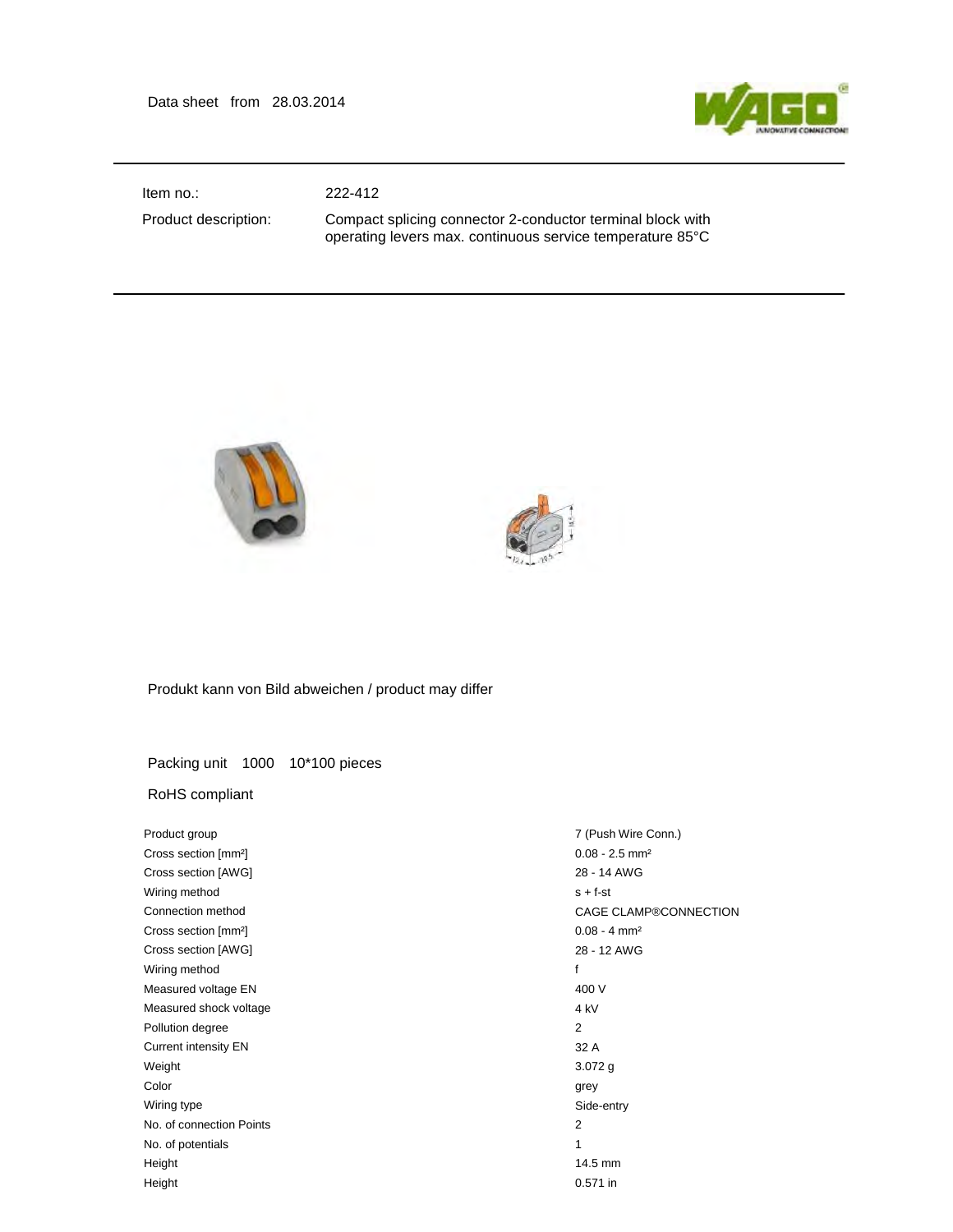Data sheet from 28.03.2014

| | |
|---|---|
| Item no.: | 222-412 |
| Product description: | Compact splicing connector 2-conductor terminal block with operating levers max. continuous service temperature 85°C |

Produkt kann von Bild abweichen / product may differ

Packing unit 1000 10*100 pieces

RoHS compliant

| | |
|---|---|
| Product group | 7 (Push Wire Conn.) |
| Cross section [mm²] | 0.08 - 2.5 mm² |
| Cross section [AWG] | 28 - 14 AWG |
| Wiring method | s + f-st |
| Connection method | CAGE CLAMP®CONNECTION |
| Cross section [mm²] | 0.08 - 4 mm² |
| Cross section [AWG] | 28 - 12 AWG |
| Wiring method | f |
| Measured voltage EN | 400 V |
| Measured shock voltage | 4 kV |
| Pollution degree | 2 |
| Current intensity EN | 32 A |
| Weight | 3.072 g |
| Color | grey |
| Wiring type | Side-entry |
| No. of connection Points | 2 |
| No. of potentials | 1 |
| Height | 14.5 mm |
| Height | 0.571 in |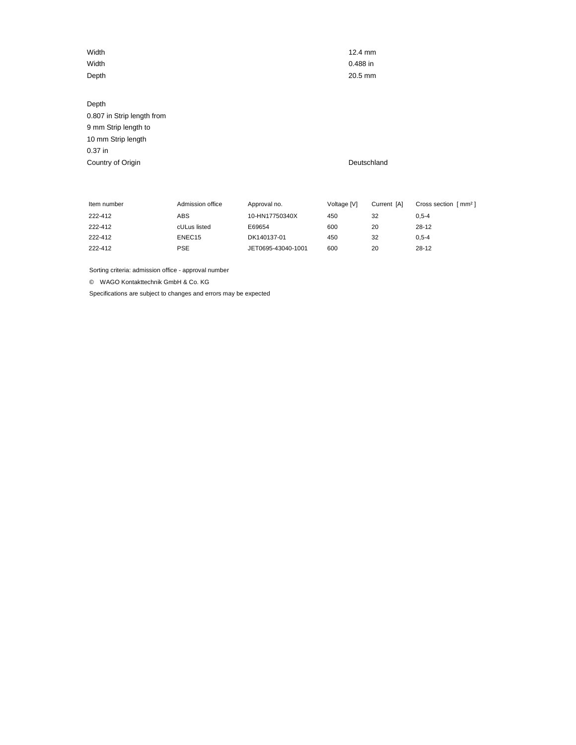| | |
|---|---|
| Width | 12.4 mm |
| Width | 0.488 in |
| Depth | 20.5 mm |

Depth
0.807 in Strip length from
9 mm Strip length to
10 mm Strip length
0.37 in

| | |
|---|---|
| Country of Origin | Deutschland |

| Item number | Admission office | Approval no. | Voltage [V] | Current [A] | Cross section [ mm² ] |
|---|---|---|---|---|---|
| 222-412 | ABS | 10-HN17750340X | 450 | 32 | 0,5-4 |
| 222-412 | cULus listed | E69654 | 600 | 20 | 28-12 |
| 222-412 | ENEC15 | DK140137-01 | 450 | 32 | 0,5-4 |
| 222-412 | PSE | JET0695-43040-1001 | 600 | 20 | 28-12 |

Sorting criteria: admission office - approval number

© WAGO Kontakttechnik GmbH & Co. KG

Specifications are subject to changes and errors may be expected